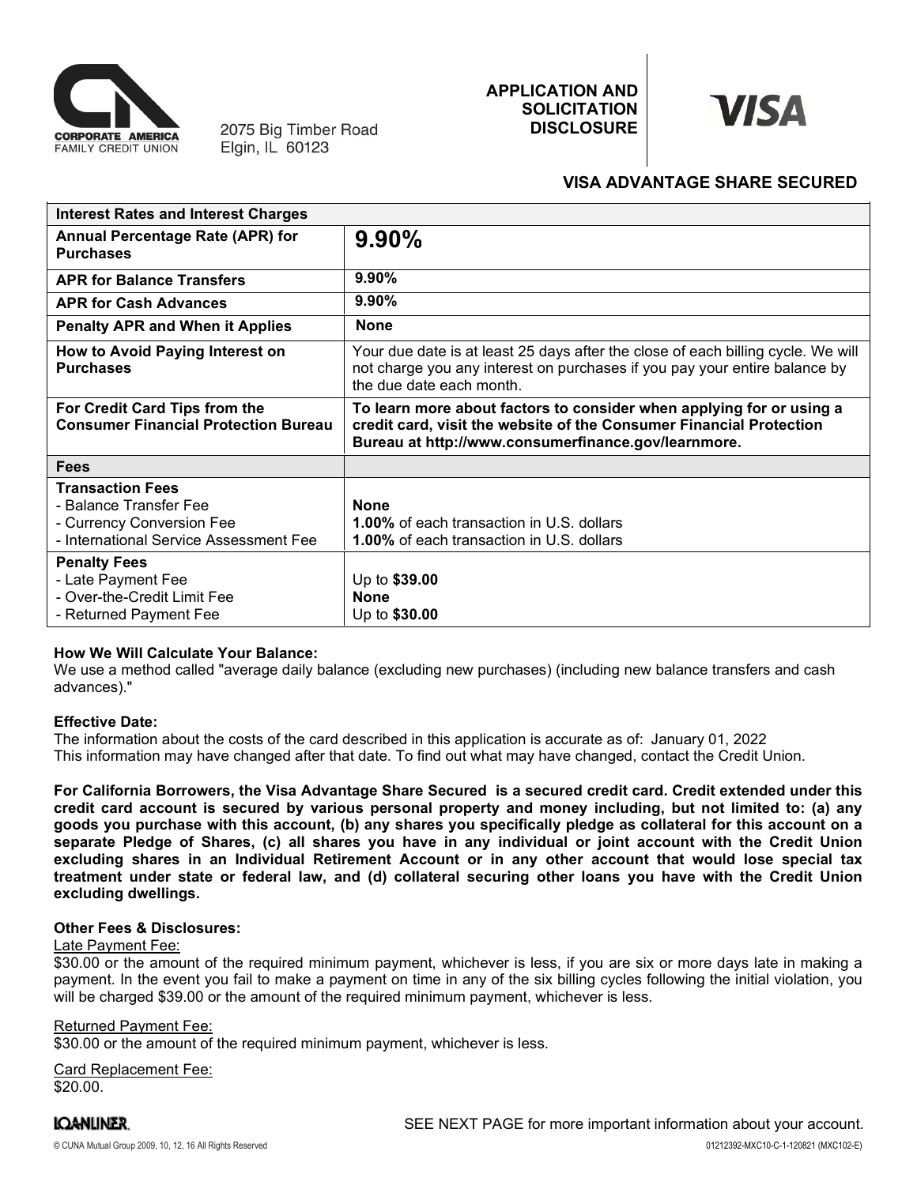CORPORATE AMERICA FAMILY CREDIT UNION

2075 Big Timber Road
Elgin, IL 60123

# APPLICATION AND SOLICITATION DISCLOSURE

VISA

## VISA ADVANTAGE SHARE SECURED

| Interest Rates and Interest Charges | |
|---|---|
| **Annual Percentage Rate (APR) for Purchases** | **9.90%** |
| **APR for Balance Transfers** | **9.90%** |
| **APR for Cash Advances** | **9.90%** |
| **Penalty APR and When it Applies** | **None** |
| **How to Avoid Paying Interest on Purchases** | Your due date is at least 25 days after the close of each billing cycle. We will not charge you any interest on purchases if you pay your entire balance by the due date each month. |
| **For Credit Card Tips from the Consumer Financial Protection Bureau** | **To learn more about factors to consider when applying for or using a credit card, visit the website of the Consumer Financial Protection Bureau at http://www.consumerfinance.gov/learnmore.** |
| **Fees** | |
| **Transaction Fees**<br>- Balance Transfer Fee<br>- Currency Conversion Fee<br>- International Service Assessment Fee | <br>**None**<br>**1.00%** of each transaction in U.S. dollars<br>**1.00%** of each transaction in U.S. dollars |
| **Penalty Fees**<br>- Late Payment Fee<br>- Over-the-Credit Limit Fee<br>- Returned Payment Fee | <br>Up to **$39.00**<br>**None**<br>Up to **$30.00** |

**How We Will Calculate Your Balance:**
We use a method called "average daily balance (excluding new purchases) (including new balance transfers and cash advances)."

**Effective Date:**
The information about the costs of the card described in this application is accurate as of: January 01, 2022
This information may have changed after that date. To find out what may have changed, contact the Credit Union.

**For California Borrowers, the Visa Advantage Share Secured is a secured credit card. Credit extended under this credit card account is secured by various personal property and money including, but not limited to: (a) any goods you purchase with this account, (b) any shares you specifically pledge as collateral for this account on a separate Pledge of Shares, (c) all shares you have in any individual or joint account with the Credit Union excluding shares in an Individual Retirement Account or in any other account that would lose special tax treatment under state or federal law, and (d) collateral securing other loans you have with the Credit Union excluding dwellings.**

**Other Fees & Disclosures:**

Late Payment Fee:
$30.00 or the amount of the required minimum payment, whichever is less, if you are six or more days late in making a payment. In the event you fail to make a payment on time in any of the six billing cycles following the initial violation, you will be charged $39.00 or the amount of the required minimum payment, whichever is less.

Returned Payment Fee:
$30.00 or the amount of the required minimum payment, whichever is less.

Card Replacement Fee:
$20.00.

SEE NEXT PAGE for more important information about your account.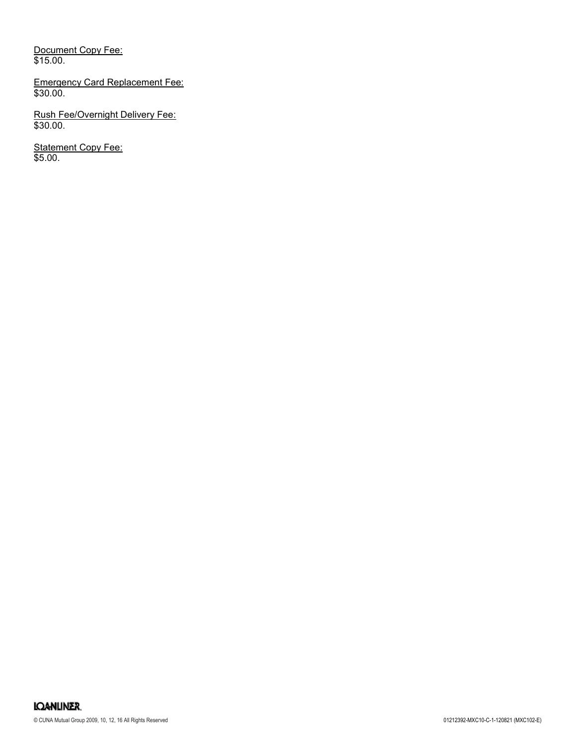<u>Document Copy Fee:</u>
$15.00.

<u>Emergency Card Replacement Fee:</u>
$30.00.

<u>Rush Fee/Overnight Delivery Fee:</u>
$30.00.

<u>Statement Copy Fee:</u>
$5.00.